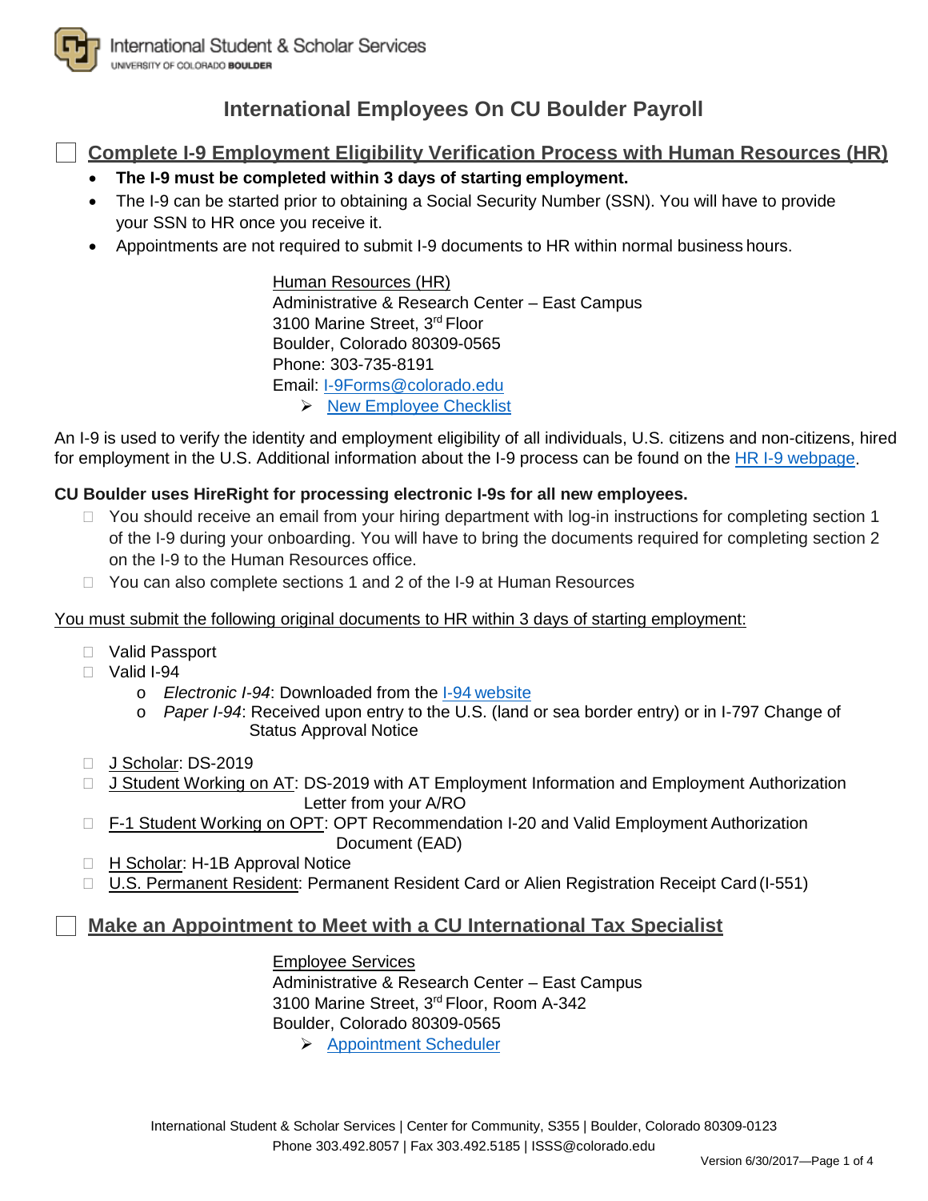International Student & Scholar Services
UNIVERSITY OF COLORADO BOULDER

# International Employees On CU Boulder Payroll

## ☐ Complete I-9 Employment Eligibility Verification Process with Human Resources (HR)

- **The I-9 must be completed within 3 days of starting employment.**
- The I-9 can be started prior to obtaining a Social Security Number (SSN). You will have to provide your SSN to HR once you receive it.
- Appointments are not required to submit I-9 documents to HR within normal business hours.

Human Resources (HR)
Administrative & Research Center – East Campus
3100 Marine Street, 3rd Floor
Boulder, Colorado 80309-0565
Phone: 303-735-8191
Email: I-9Forms@colorado.edu
- ➢ New Employee Checklist

An I-9 is used to verify the identity and employment eligibility of all individuals, U.S. citizens and non-citizens, hired for employment in the U.S. Additional information about the I-9 process can be found on the HR I-9 webpage.

**CU Boulder uses HireRight for processing electronic I-9s for all new employees.**

- ☐ You should receive an email from your hiring department with log-in instructions for completing section 1 of the I-9 during your onboarding. You will have to bring the documents required for completing section 2 on the I-9 to the Human Resources office.
- ☐ You can also complete sections 1 and 2 of the I-9 at Human Resources

You must submit the following original documents to HR within 3 days of starting employment:

- ☐ Valid Passport
- ☐ Valid I-94
  - *Electronic I-94*: Downloaded from the I-94 website
  - *Paper I-94*: Received upon entry to the U.S. (land or sea border entry) or in I-797 Change of Status Approval Notice
- ☐ J Scholar: DS-2019
- ☐ J Student Working on AT: DS-2019 with AT Employment Information and Employment Authorization Letter from your A/RO
- ☐ F-1 Student Working on OPT: OPT Recommendation I-20 and Valid Employment Authorization Document (EAD)
- ☐ H Scholar: H-1B Approval Notice
- ☐ U.S. Permanent Resident: Permanent Resident Card or Alien Registration Receipt Card (I-551)

## ☐ Make an Appointment to Meet with a CU International Tax Specialist

Employee Services
Administrative & Research Center – East Campus
3100 Marine Street, 3rd Floor, Room A-342
Boulder, Colorado 80309-0565
- ➢ Appointment Scheduler

International Student & Scholar Services | Center for Community, S355 | Boulder, Colorado 80309-0123
Phone 303.492.8057 | Fax 303.492.5185 | ISSS@colorado.edu

Version 6/30/2017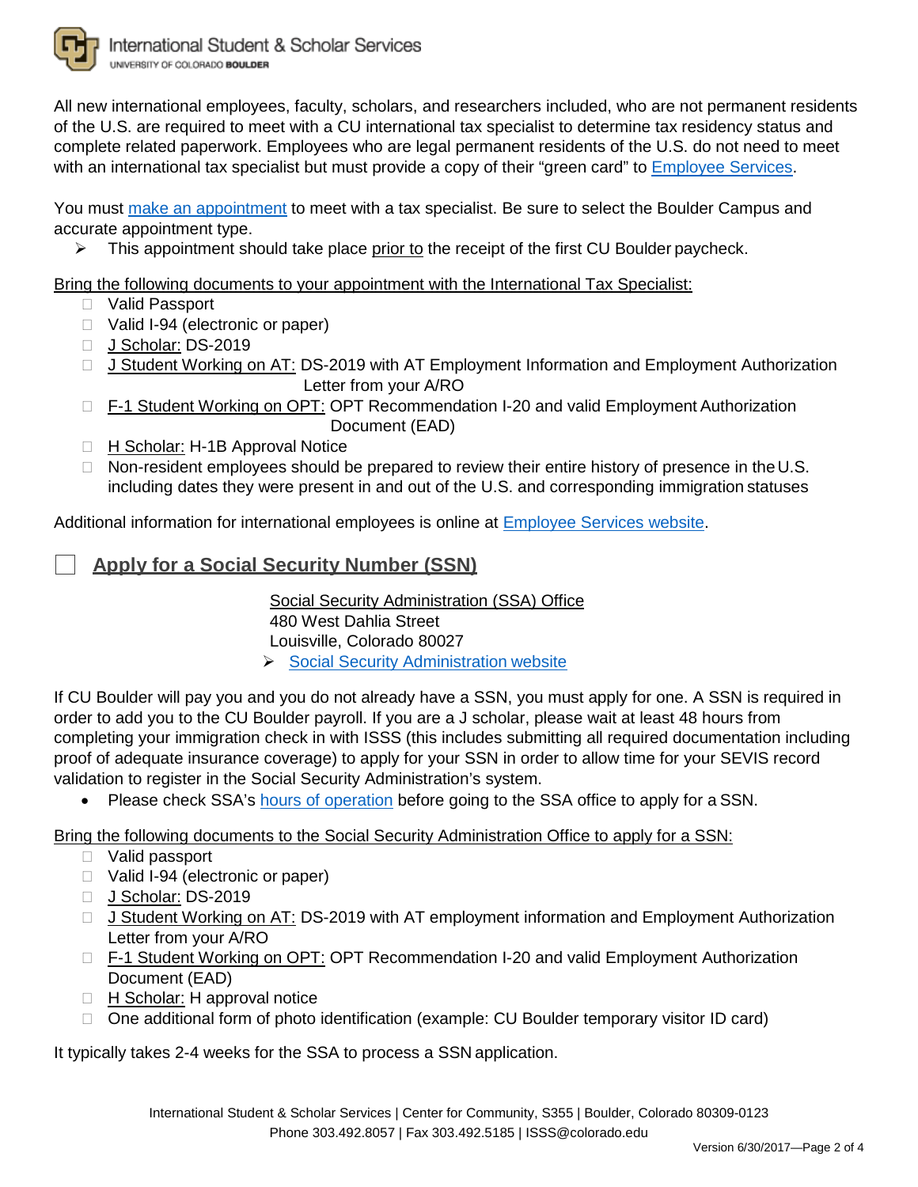All new international employees, faculty, scholars, and researchers included, who are not permanent residents of the U.S. are required to meet with a CU international tax specialist to determine tax residency status and complete related paperwork. Employees who are legal permanent residents of the U.S. do not need to meet with an international tax specialist but must provide a copy of their "green card" to Employee Services.

You must make an appointment to meet with a tax specialist. Be sure to select the Boulder Campus and accurate appointment type.

- This appointment should take place prior to the receipt of the first CU Boulder paycheck.

Bring the following documents to your appointment with the International Tax Specialist:

- ☐ Valid Passport
- ☐ Valid I-94 (electronic or paper)
- ☐ J Scholar: DS-2019
- ☐ J Student Working on AT: DS-2019 with AT Employment Information and Employment Authorization Letter from your A/RO
- ☐ F-1 Student Working on OPT: OPT Recommendation I-20 and valid Employment Authorization Document (EAD)
- ☐ H Scholar: H-1B Approval Notice
- ☐ Non-resident employees should be prepared to review their entire history of presence in the U.S. including dates they were present in and out of the U.S. and corresponding immigration statuses

Additional information for international employees is online at Employee Services website.

## ☐ Apply for a Social Security Number (SSN)

Social Security Administration (SSA) Office
480 West Dahlia Street
Louisville, Colorado 80027

- Social Security Administration website

If CU Boulder will pay you and you do not already have a SSN, you must apply for one. A SSN is required in order to add you to the CU Boulder payroll. If you are a J scholar, please wait at least 48 hours from completing your immigration check in with ISSS (this includes submitting all required documentation including proof of adequate insurance coverage) to apply for your SSN in order to allow time for your SEVIS record validation to register in the Social Security Administration's system.

- Please check SSA's hours of operation before going to the SSA office to apply for a SSN.

Bring the following documents to the Social Security Administration Office to apply for a SSN:

- ☐ Valid passport
- ☐ Valid I-94 (electronic or paper)
- ☐ J Scholar: DS-2019
- ☐ J Student Working on AT: DS-2019 with AT employment information and Employment Authorization Letter from your A/RO
- ☐ F-1 Student Working on OPT: OPT Recommendation I-20 and valid Employment Authorization Document (EAD)
- ☐ H Scholar: H approval notice
- ☐ One additional form of photo identification (example: CU Boulder temporary visitor ID card)

It typically takes 2-4 weeks for the SSA to process a SSN application.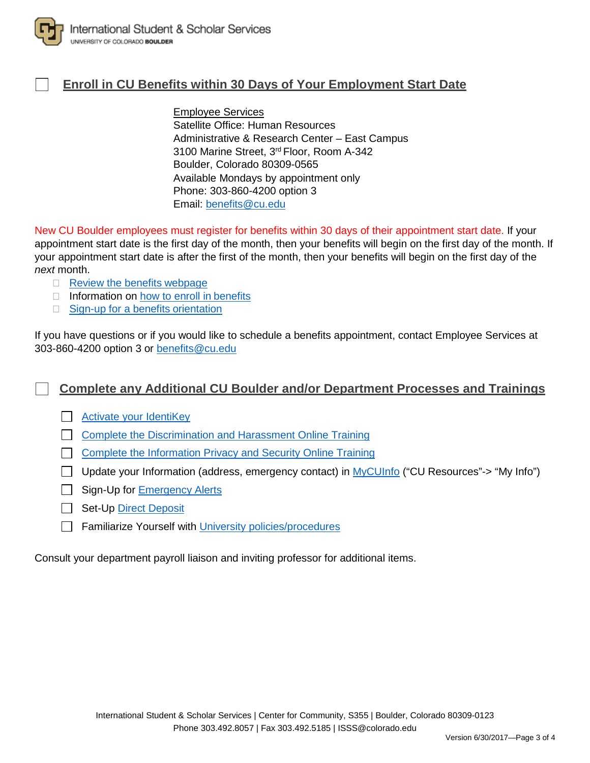## ☐ Enroll in CU Benefits within 30 Days of Your Employment Start Date

Employee Services
Satellite Office: Human Resources
Administrative & Research Center – East Campus
3100 Marine Street, 3rd Floor, Room A-342
Boulder, Colorado 80309-0565
Available Mondays by appointment only
Phone: 303-860-4200 option 3
Email: benefits@cu.edu

New CU Boulder employees must register for benefits within 30 days of their appointment start date. If your appointment start date is the first day of the month, then your benefits will begin on the first day of the month. If your appointment start date is after the first of the month, then your benefits will begin on the first day of the *next* month.

- ☐ Review the benefits webpage
- ☐ Information on how to enroll in benefits
- ☐ Sign-up for a benefits orientation

If you have questions or if you would like to schedule a benefits appointment, contact Employee Services at 303-860-4200 option 3 or benefits@cu.edu

## ☐ Complete any Additional CU Boulder and/or Department Processes and Trainings

- ☐ Activate your IdentiKey
- ☐ Complete the Discrimination and Harassment Online Training
- ☐ Complete the Information Privacy and Security Online Training
- ☐ Update your Information (address, emergency contact) in MyCUInfo ("CU Resources"-> "My Info")
- ☐ Sign-Up for Emergency Alerts
- ☐ Set-Up Direct Deposit
- ☐ Familiarize Yourself with University policies/procedures

Consult your department payroll liaison and inviting professor for additional items.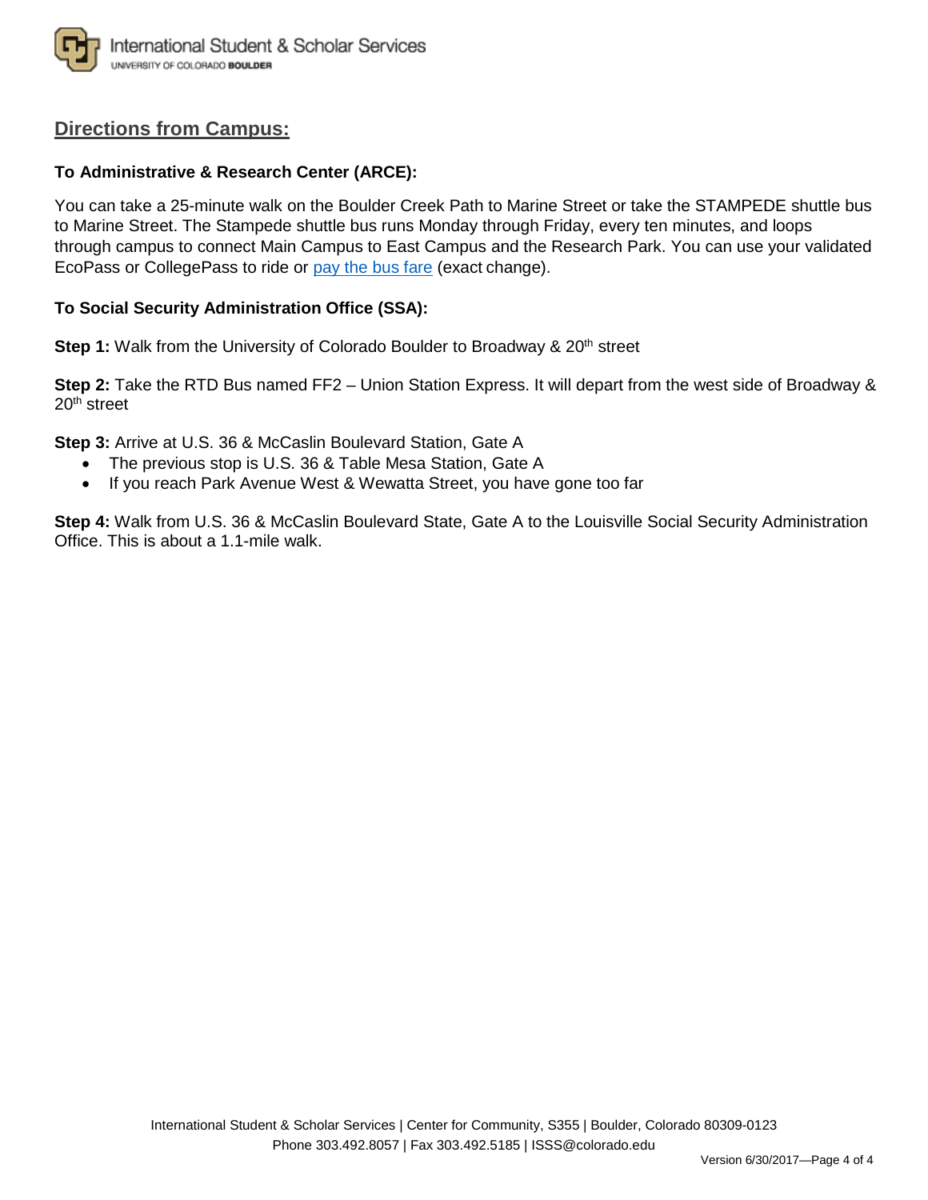## Directions from Campus:

**To Administrative & Research Center (ARCE):**

You can take a 25-minute walk on the Boulder Creek Path to Marine Street or take the STAMPEDE shuttle bus to Marine Street. The Stampede shuttle bus runs Monday through Friday, every ten minutes, and loops through campus to connect Main Campus to East Campus and the Research Park. You can use your validated EcoPass or CollegePass to ride or pay the bus fare (exact change).

**To Social Security Administration Office (SSA):**

**Step 1:** Walk from the University of Colorado Boulder to Broadway & 20th street

**Step 2:** Take the RTD Bus named FF2 – Union Station Express. It will depart from the west side of Broadway & 20th street

**Step 3:** Arrive at U.S. 36 & McCaslin Boulevard Station, Gate A

- The previous stop is U.S. 36 & Table Mesa Station, Gate A
- If you reach Park Avenue West & Wewatta Street, you have gone too far

**Step 4:** Walk from U.S. 36 & McCaslin Boulevard State, Gate A to the Louisville Social Security Administration Office. This is about a 1.1-mile walk.